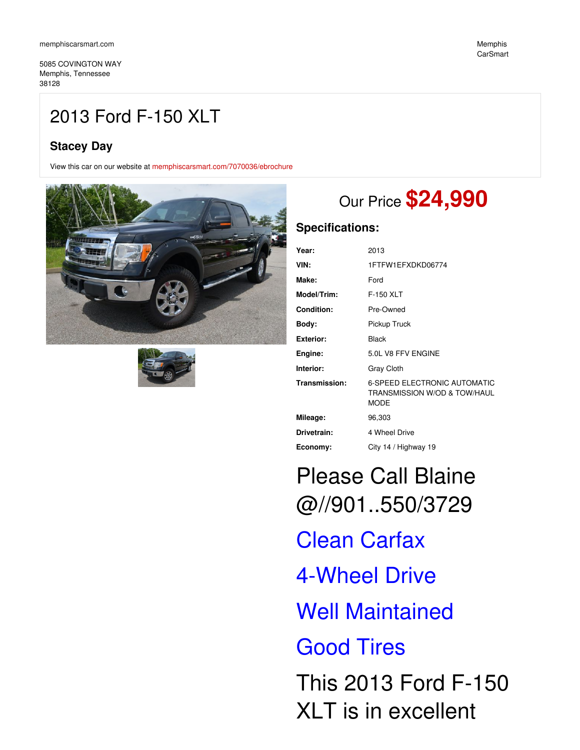memphiscarsmart.com

5085 COVINGTON WAY
Memphis, Tennessee
38128

Memphis CarSmart

# 2013 Ford F-150 XLT

### Stacey Day

View this car on our website at memphiscarsmart.com/7070036/ebrochure

Our Price **$24,990**

## Specifications:

| | |
|---|---|
| **Year:** | 2013 |
| **VIN:** | 1FTFW1EFXDKD06774 |
| **Make:** | Ford |
| **Model/Trim:** | F-150 XLT |
| **Condition:** | Pre-Owned |
| **Body:** | Pickup Truck |
| **Exterior:** | Black |
| **Engine:** | 5.0L V8 FFV ENGINE |
| **Interior:** | Gray Cloth |
| **Transmission:** | 6-SPEED ELECTRONIC AUTOMATIC TRANSMISSION W/OD & TOW/HAUL MODE |
| **Mileage:** | 96,303 |
| **Drivetrain:** | 4 Wheel Drive |
| **Economy:** | City 14 / Highway 19 |

Please Call Blaine @//901..550/3729

Clean Carfax

4-Wheel Drive

Well Maintained

Good Tires

This 2013 Ford F-150 XLT is in excellent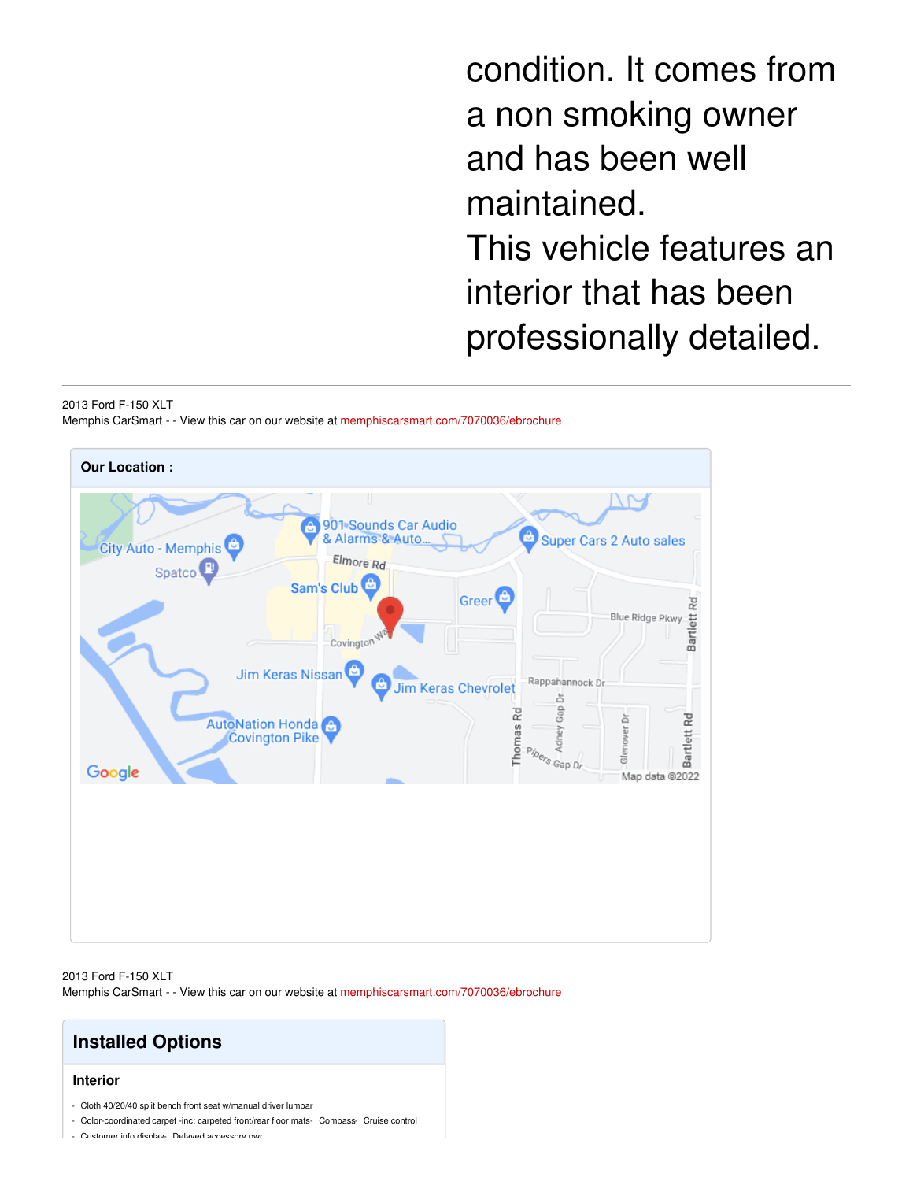condition. It comes from a non smoking owner and has been well maintained.

This vehicle features an interior that has been professionally detailed.

## Our Location :

## Installed Options

### Interior

- Cloth 40/20/40 split bench front seat w/manual driver lumbar
- Color-coordinated carpet -inc: carpeted front/rear floor mats- Compass- Cruise control
- Customer info display- Delayed accessory pwr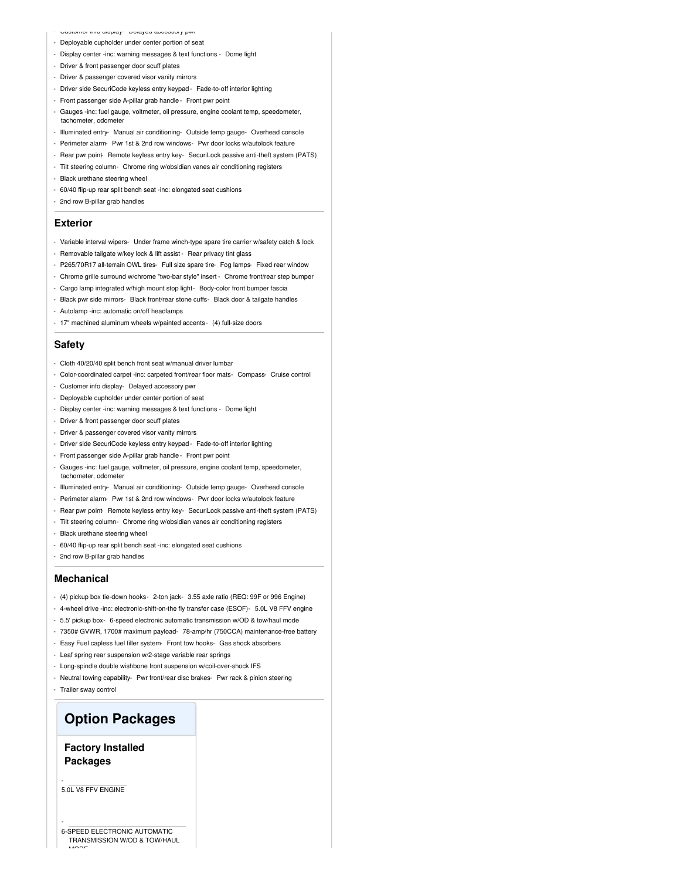- Customer info display - Delayed accessory pwr
- Deployable cupholder under center portion of seat
- Display center -inc: warning messages & text functions - Dome light
- Driver & front passenger door scuff plates
- Driver & passenger covered visor vanity mirrors
- Driver side SecuriCode keyless entry keypad - Fade-to-off interior lighting
- Front passenger side A-pillar grab handle - Front pwr point
- Gauges -inc: fuel gauge, voltmeter, oil pressure, engine coolant temp, speedometer, tachometer, odometer
- Illuminated entry - Manual air conditioning - Outside temp gauge - Overhead console
- Perimeter alarm - Pwr 1st & 2nd row windows - Pwr door locks w/autolock feature
- Rear pwr point - Remote keyless entry key - SecuriLock passive anti-theft system (PATS)
- Tilt steering column - Chrome ring w/obsidian vanes air conditioning registers
- Black urethane steering wheel
- 60/40 flip-up rear split bench seat -inc: elongated seat cushions
- 2nd row B-pillar grab handles

### Exterior

- Variable interval wipers - Under frame winch-type spare tire carrier w/safety catch & lock
- Removable tailgate w/key lock & lift assist - Rear privacy tint glass
- P265/70R17 all-terrain OWL tires - Full size spare tire - Fog lamps - Fixed rear window
- Chrome grille surround w/chrome "two-bar style" insert - Chrome front/rear step bumper
- Cargo lamp integrated w/high mount stop light - Body-color front bumper fascia
- Black pwr side mirrors - Black front/rear stone cuffs - Black door & tailgate handles
- Autolamp -inc: automatic on/off headlamps
- 17" machined aluminum wheels w/painted accents - (4) full-size doors

### Safety

- Cloth 40/20/40 split bench front seat w/manual driver lumbar
- Color-coordinated carpet -inc: carpeted front/rear floor mats - Compass - Cruise control
- Customer info display - Delayed accessory pwr
- Deployable cupholder under center portion of seat
- Display center -inc: warning messages & text functions - Dome light
- Driver & front passenger door scuff plates
- Driver & passenger covered visor vanity mirrors
- Driver side SecuriCode keyless entry keypad - Fade-to-off interior lighting
- Front passenger side A-pillar grab handle - Front pwr point
- Gauges -inc: fuel gauge, voltmeter, oil pressure, engine coolant temp, speedometer, tachometer, odometer
- Illuminated entry - Manual air conditioning - Outside temp gauge - Overhead console
- Perimeter alarm - Pwr 1st & 2nd row windows - Pwr door locks w/autolock feature
- Rear pwr point - Remote keyless entry key - SecuriLock passive anti-theft system (PATS)
- Tilt steering column - Chrome ring w/obsidian vanes air conditioning registers
- Black urethane steering wheel
- 60/40 flip-up rear split bench seat -inc: elongated seat cushions
- 2nd row B-pillar grab handles

### Mechanical

- (4) pickup box tie-down hooks - 2-ton jack - 3.55 axle ratio (REQ: 99F or 996 Engine)
- 4-wheel drive -inc: electronic-shift-on-the fly transfer case (ESOF) - 5.0L V8 FFV engine
- 5.5' pickup box - 6-speed electronic automatic transmission w/OD & tow/haul mode
- 7350# GVWR, 1700# maximum payload - 78-amp/hr (750CCA) maintenance-free battery
- Easy Fuel capless fuel filler system - Front tow hooks - Gas shock absorbers
- Leaf spring rear suspension w/2-stage variable rear springs
- Long-spindle double wishbone front suspension w/coil-over-shock IFS
- Neutral towing capability - Pwr front/rear disc brakes - Pwr rack & pinion steering
- Trailer sway control

## Option Packages

### Factory Installed Packages

- 5.0L V8 FFV ENGINE

- 6-SPEED ELECTRONIC AUTOMATIC TRANSMISSION W/OD & TOW/HAUL MODE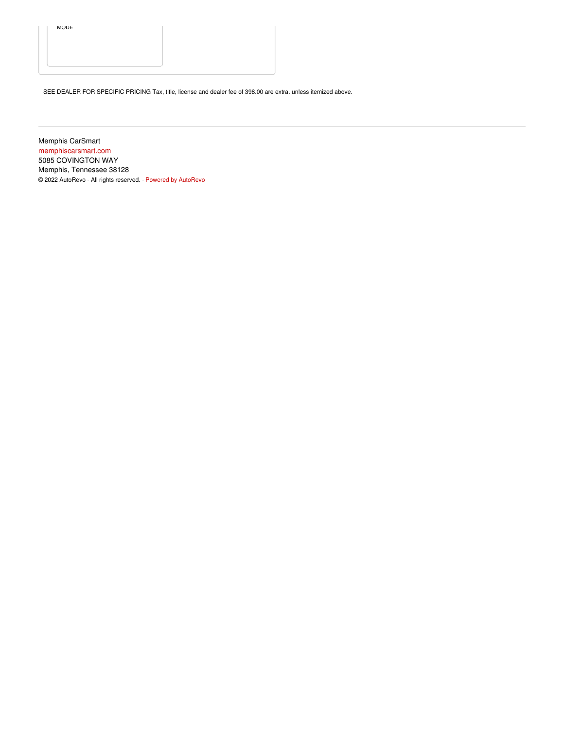MODE

SEE DEALER FOR SPECIFIC PRICING Tax, title, license and dealer fee of 398.00 are extra. unless itemized above.

---

Memphis CarSmart
memphiscarsmart.com
5085 COVINGTON WAY
Memphis, Tennessee 38128
© 2022 AutoRevo - All rights reserved. - Powered by AutoRevo